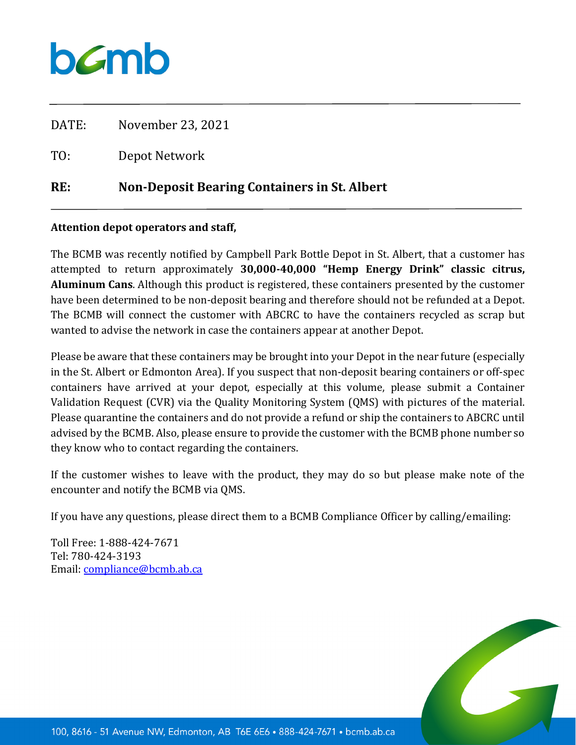DATE: November 23, 2021

TO: Depot Network

**RE: Non-Deposit Bearing Containers in St. Albert**

**Attention depot operators and staff,**

The BCMB was recently notified by Campbell Park Bottle Depot in St. Albert, that a customer has attempted to return approximately **30,000-40,000 "Hemp Energy Drink" classic citrus, Aluminum Cans**. Although this product is registered, these containers presented by the customer have been determined to be non-deposit bearing and therefore should not be refunded at a Depot. The BCMB will connect the customer with ABCRC to have the containers recycled as scrap but wanted to advise the network in case the containers appear at another Depot.

Please be aware that these containers may be brought into your Depot in the near future (especially in the St. Albert or Edmonton Area). If you suspect that non-deposit bearing containers or off-spec containers have arrived at your depot, especially at this volume, please submit a Container Validation Request (CVR) via the Quality Monitoring System (QMS) with pictures of the material. Please quarantine the containers and do not provide a refund or ship the containers to ABCRC until advised by the BCMB. Also, please ensure to provide the customer with the BCMB phone number so they know who to contact regarding the containers.

If the customer wishes to leave with the product, they may do so but please make note of the encounter and notify the BCMB via QMS.

If you have any questions, please direct them to a BCMB Compliance Officer by calling/emailing:

Toll Free: 1-888-424-7671
Tel: 780-424-3193
Email: compliance@bcmb.ab.ca